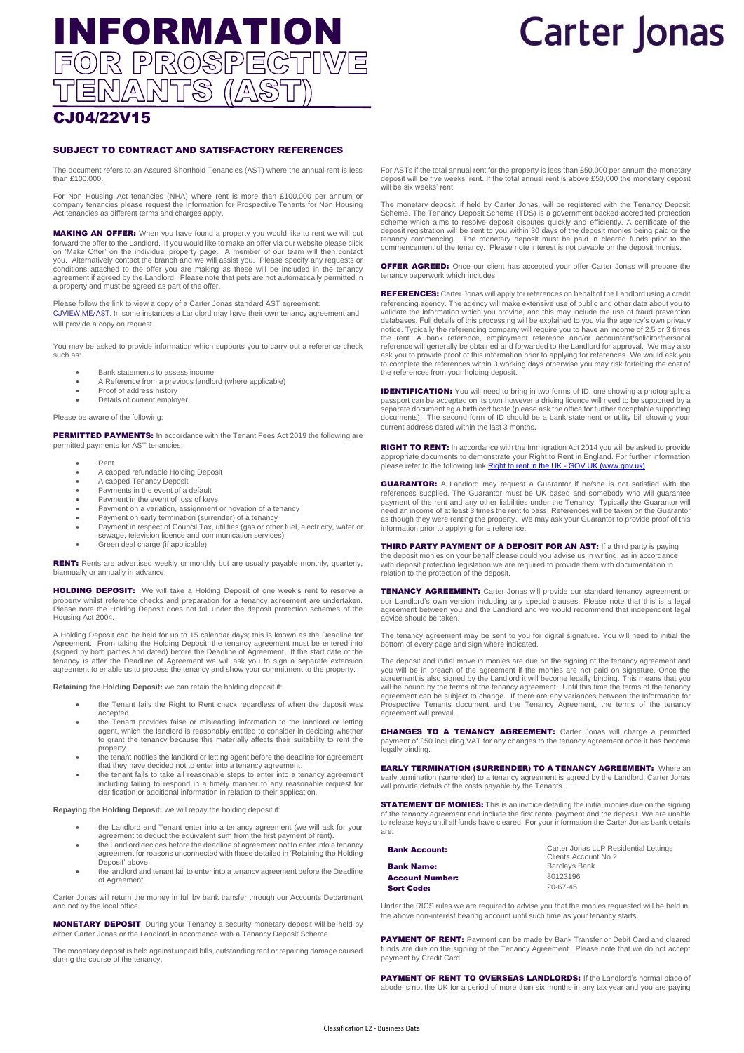# INFORMATION FOR PROSPECTIVE TENANTS (AST)

Carter Jonas

## CJ04/22V15

### SUBJECT TO CONTRACT AND SATISFACTORY REFERENCES

The document refers to an Assured Shorthold Tenancies (AST) where the annual rent is less than £100,000.

For Non Housing Act tenancies (NHA) where rent is more than £100,000 per annum or company tenancies please request the Information for Prospective Tenants for Non Housing Act tenancies as different terms and charges apply.

**MAKING AN OFFER:** When you have found a property you would like to rent we will put forward the offer to the Landlord. If you would like to make an offer via our website please click on 'Make Offer' on the individual property page. A member of our team will then contact you. Alternatively contact the branch and we will assist you. Please specify any requests or conditions attached to the offer you are making as these will be included in the tenancy agreement if agreed by the Landlord. Please note that pets are not automatically permitted in a property and must be agreed as part of the offer.

Please follow the link to view a copy of a Carter Jonas standard AST agreement: CJVIEW.ME/AST. In some instances a Landlord may have their own tenancy agreement and will provide a copy on request.

You may be asked to provide information which supports you to carry out a reference check such as:

- Bank statements to assess income
- A Reference from a previous landlord (where applicable)
- Proof of address history
- Details of current employer

Please be aware of the following:

**PERMITTED PAYMENTS:** In accordance with the Tenant Fees Act 2019 the following are permitted payments for AST tenancies:

- Rent
- A capped refundable Holding Deposit
- A capped Tenancy Deposit
- Payments in the event of a default
- Payment in the event of loss of keys
- Payment on a variation, assignment or novation of a tenancy
- Payment on early termination (surrender) of a tenancy
- Payment in respect of Council Tax, utilities (gas or other fuel, electricity, water or sewage, television licence and communication services)
- Green deal charge (if applicable)

**RENT:** Rents are advertised weekly or monthly but are usually payable monthly, quarterly, biannually or annually in advance.

**HOLDING DEPOSIT:** We will take a Holding Deposit of one week's rent to reserve a property whilst reference checks and preparation for a tenancy agreement are undertaken. Please note the Holding Deposit does not fall under the deposit protection schemes of the Housing Act 2004.

A Holding Deposit can be held for up to 15 calendar days; this is known as the Deadline for Agreement. From taking the Holding Deposit, the tenancy agreement must be entered into (signed by both parties and dated) before the Deadline of Agreement. If the start date of the tenancy is after the Deadline of Agreement we will ask you to sign a separate extension agreement to enable us to process the tenancy and show your commitment to the property.

**Retaining the Holding Deposit:** we can retain the holding deposit if:

- the Tenant fails the Right to Rent check regardless of when the deposit was accepted.
- the Tenant provides false or misleading information to the landlord or letting agent, which the landlord is reasonably entitled to consider in deciding whether to grant the tenancy because this materially affects their suitability to rent the property.
- the tenant notifies the landlord or letting agent before the deadline for agreement that they have decided not to enter into a tenancy agreement.
- the tenant fails to take all reasonable steps to enter into a tenancy agreement including failing to respond in a timely manner to any reasonable request for clarification or additional information in relation to their application.

**Repaying the Holding Deposit:** we will repay the holding deposit if:

- the Landlord and Tenant enter into a tenancy agreement (we will ask for your agreement to deduct the equivalent sum from the first payment of rent).
- the Landlord decides before the deadline of agreement not to enter into a tenancy agreement for reasons unconnected with those detailed in 'Retaining the Holding Deposit' above.
- the landlord and tenant fail to enter into a tenancy agreement before the Deadline of Agreement.

Carter Jonas will return the money in full by bank transfer through our Accounts Department and not by the local office.

**MONETARY DEPOSIT**: During your Tenancy a security monetary deposit will be held by either Carter Jonas or the Landlord in accordance with a Tenancy Deposit Scheme.

The monetary deposit is held against unpaid bills, outstanding rent or repairing damage caused during the course of the tenancy.

For ASTs if the total annual rent for the property is less than £50,000 per annum the monetary deposit will be five weeks' rent. If the total annual rent is above £50,000 the monetary deposit will be six weeks' rent.

The monetary deposit, if held by Carter Jonas, will be registered with the Tenancy Deposit Scheme. The Tenancy Deposit Scheme (TDS) is a government backed accredited protection scheme which aims to resolve deposit disputes quickly and efficiently. A certificate of the deposit registration will be sent to you within 30 days of the deposit monies being paid or the tenancy commencing. The monetary deposit must be paid in cleared funds prior to the commencement of the tenancy. Please note interest is not payable on the deposit monies.

**OFFER AGREED:** Once our client has accepted your offer Carter Jonas will prepare the tenancy paperwork which includes:

**REFERENCES:** Carter Jonas will apply for references on behalf of the Landlord using a credit referencing agency. The agency will make extensive use of public and other data about you to validate the information which you provide, and this may include the use of fraud prevention databases. Full details of this processing will be explained to you via the agency's own privacy notice. Typically the referencing company will require you to have an income of 2.5 or 3 times the rent. A bank reference, employment reference and/or accountant/solicitor/personal reference will generally be obtained and forwarded to the Landlord for approval. We may also ask you to provide proof of this information prior to applying for references. We would ask you to complete the references within 3 working days otherwise you may risk forfeiting the cost of the references from your holding deposit.

**IDENTIFICATION:** You will need to bring in two forms of ID, one showing a photograph; a passport can be accepted on its own however a driving licence will need to be supported by a separate document eg a birth certificate (please ask the office for further acceptable supporting documents). The second form of ID should be a bank statement or utility bill showing your current address dated within the last 3 months.

**RIGHT TO RENT:** In accordance with the Immigration Act 2014 you will be asked to provide appropriate documents to demonstrate your Right to Rent in England. For further information please refer to the following link Right to rent in the UK - GOV.UK (www.gov.uk)

**GUARANTOR:** A Landlord may request a Guarantor if he/she is not satisfied with the references supplied. The Guarantor must be UK based and somebody who will guarantee payment of the rent and any other liabilities under the Tenancy. Typically the Guarantor will need an income of at least 3 times the rent to pass. References will be taken on the Guarantor as though they were renting the property. We may ask your Guarantor to provide proof of this information prior to applying for a reference.

**THIRD PARTY PAYMENT OF A DEPOSIT FOR AN AST:** If a third party is paying the deposit monies on your behalf please could you advise us in writing, as in accordance with deposit protection legislation we are required to provide them with documentation in relation to the protection of the deposit.

**TENANCY AGREEMENT:** Carter Jonas will provide our standard tenancy agreement or our Landlord's own version including any special clauses. Please note that this is a legal agreement between you and the Landlord and we would recommend that independent legal advice should be taken.

The tenancy agreement may be sent to you for digital signature. You will need to initial the bottom of every page and sign where indicated.

The deposit and initial move in monies are due on the signing of the tenancy agreement and you will be in breach of the agreement if the monies are not paid on signature. Once the agreement is also signed by the Landlord it will become legally binding. This means that you will be bound by the terms of the tenancy agreement. Until this time the terms of the tenancy agreement can be subject to change. If there are any variances between the Information for Prospective Tenants document and the Tenancy Agreement, the terms of the tenancy agreement will prevail.

**CHANGES TO A TENANCY AGREEMENT:** Carter Jonas will charge a permitted payment of £50 including VAT for any changes to the tenancy agreement once it has become legally binding.

**EARLY TERMINATION (SURRENDER) TO A TENANCY AGREEMENT:** Where an early termination (surrender) to a tenancy agreement is agreed by the Landlord, Carter Jonas will provide details of the costs payable by the Tenants.

**STATEMENT OF MONIES:** This is an invoice detailing the initial monies due on the signing of the tenancy agreement and include the first rental payment and the deposit. We are unable to release keys until all funds have cleared. For your information the Carter Jonas bank details are:

| | |
|---|---|
| **Bank Account:** | Carter Jonas LLP Residential Lettings Clients Account No 2 |
| **Bank Name:** | Barclays Bank |
| **Account Number:** | 80123196 |
| **Sort Code:** | 20-67-45 |

Under the RICS rules we are required to advise you that the monies requested will be held in the above non-interest bearing account until such time as your tenancy starts.

**PAYMENT OF RENT:** Payment can be made by Bank Transfer or Debit Card and cleared funds are due on the signing of the Tenancy Agreement. Please note that we do not accept payment by Credit Card.

**PAYMENT OF RENT TO OVERSEAS LANDLORDS:** If the Landlord's normal place of abode is not the UK for a period of more than six months in any tax year and you are paying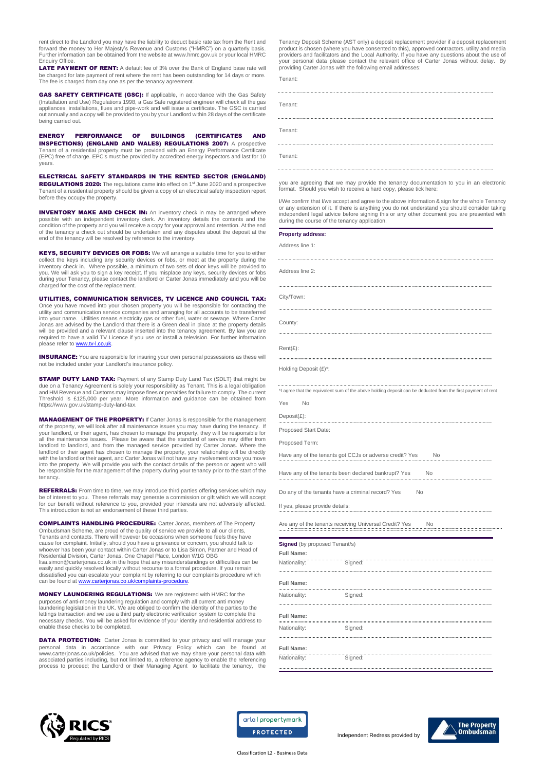rent direct to the Landlord you may have the liability to deduct basic rate tax from the Rent and forward the money to Her Majesty's Revenue and Customs ("HMRC") on a quarterly basis. Further information can be obtained from the website at www.hmrc.gov.uk or your local HMRC Enquiry Office.

**LATE PAYMENT OF RENT:** A default fee of 3% over the Bank of England base rate will be charged for late payment of rent where the rent has been outstanding for 14 days or more. The fee is charged from day one as per the tenancy agreement.

**GAS SAFETY CERTIFICATE (GSC):** If applicable, in accordance with the Gas Safety (Installation and Use) Regulations 1998, a Gas Safe registered engineer will check all the gas appliances, installations, flues and pipe-work and will issue a certificate. The GSC is carried out annually and a copy will be provided to you by your Landlord within 28 days of the certificate being carried out.

**ENERGY PERFORMANCE OF BUILDINGS (CERTIFICATES AND INSPECTIONS) (ENGLAND AND WALES) REGULATIONS 2007:** A prospective Tenant of a residential property must be provided with an Energy Performance Certificate (EPC) free of charge. EPC's must be provided by accredited energy inspectors and last for 10 years.

**ELECTRICAL SAFETY STANDARDS IN THE RENTED SECTOR (ENGLAND) REGULATIONS 2020:** The regulations came into effect on 1st June 2020 and a prospective Tenant of a residential property should be given a copy of an electrical safety inspection report before they occupy the property.

**INVENTORY MAKE AND CHECK IN:** An inventory check in may be arranged where possible with an independent inventory clerk. An inventory details the contents and the condition of the property and you will receive a copy for your approval and retention. At the end of the tenancy a check out should be undertaken and any disputes about the deposit at the end of the tenancy will be resolved by reference to the inventory.

**KEYS, SECURITY DEVICES OR FOBS:** We will arrange a suitable time for you to either collect the keys including any security devices or fobs, or meet at the property during the inventory check in. Where possible, a minimum of two sets of door keys will be provided to you. We will ask you to sign a key receipt. If you misplace any keys, security devices or fobs during your Tenancy, please contact the landlord or Carter Jonas immediately and you will be charged for the cost of the replacement.

**UTILITIES, COMMUNICATION SERVICES, TV LICENCE AND COUNCIL TAX:** Once you have moved into your chosen property you will be responsible for contacting the utility and communication service companies and arranging for all accounts to be transferred into your name. Utilities means electricity gas or other fuel, water or sewage. Where Carter Jonas are advised by the Landlord that there is a Green deal in place at the property details will be provided and a relevant clause inserted into the tenancy agreement. By law you are required to have a valid TV Licence if you use or install a television. For further information please refer to www.tv-l.co.uk.

**INSURANCE:** You are responsible for insuring your own personal possessions as these will not be included under your Landlord's insurance policy.

**STAMP DUTY LAND TAX:** Payment of any Stamp Duty Land Tax (SDLT) that might be due on a Tenancy Agreement is solely your responsibility as Tenant. This is a legal obligation and HM Revenue and Customs may impose fines or penalties for failure to comply. The current Threshold is £125,000 per year. More information and guidance can be obtained from https://www.gov.uk/stamp-duty-land-tax.

**MANAGEMENT OF THE PROPERTY:** If Carter Jonas is responsible for the management of the property, we will look after all maintenance issues you may have during the tenancy. If your landlord, or their agent, has chosen to manage the property, they will be responsible for all the maintenance issues. Please be aware that the standard of service may differ from landlord to landlord, and from the managed service provided by Carter Jonas. Where the landlord or their agent has chosen to manage the property, your relationship will be directly with the landlord or their agent, and Carter Jonas will not have any involvement once you move into the property. We will provide you with the contact details of the person or agent who will be responsible for the management of the property during your tenancy prior to the start of the tenancy.

**REFERRALS:** From time to time, we may introduce third parties offering services which may be of interest to you. These referrals may generate a commission or gift which we will accept for our benefit without reference to you, provided your interests are not adversely affected. This introduction is not an endorsement of these third parties.

**COMPLAINTS HANDLING PROCEDURE:** Carter Jonas, members of The Property Ombudsman Scheme, are proud of the quality of service we provide to all our clients, Tenants and contacts. There will however be occasions when someone feels they have cause for complaint. Initially, should you have a grievance or concern, you should talk to whoever has been your contact within Carter Jonas or to Lisa Simon, Partner and Head of Residential Division, Carter Jonas, One Chapel Place, London W1G 0BG lisa.simon@carterjonas.co.uk in the hope that any misunderstandings or difficulties can be easily and quickly resolved locally without recourse to a formal procedure. If you remain dissatisfied you can escalate your complaint by referring to our complaints procedure which can be found at www.carterjonas.co.uk/complaints-procedure.

**MONEY LAUNDERING REGULATIONS:** We are registered with HMRC for the purposes of anti-money laundering regulation and comply with all current anti money laundering legislation in the UK. We are obliged to confirm the identity of the parties to the lettings transaction and we use a third party electronic verification system to complete the necessary checks. You will be asked for evidence of your identity and residential address to enable these checks to be completed.

**DATA PROTECTION:** Carter Jonas is committed to your privacy and will manage your personal data in accordance with our Privacy Policy which can be found at www.carterjonas.co.uk/policies. You are advised that we may share your personal data with associated parties including, but not limited to, a reference agency to enable the referencing process to proceed; the Landlord or their Managing Agent to facilitate the tenancy, the Tenancy Deposit Scheme (AST only) a deposit replacement provider if a deposit replacement product is chosen (where you have consented to this), approved contractors, utility and media providers and facilitators and the Local Authority. If you have any questions about the use of your personal data please contact the relevant office of Carter Jonas without delay. By providing Carter Jonas with the following email addresses:

Tenant:

Tenant:

Tenant:

Tenant:

you are agreeing that we may provide the tenancy documentation to you in an electronic format. Should you wish to receive a hard copy, please tick here:

I/We confirm that I/we accept and agree to the above information & sign for the whole Tenancy or any extension of it. If there is anything you do not understand you should consider taking independent legal advice before signing this or any other document you are presented with during the course of the tenancy application.

**Property address:**

Address line 1:

Address line 2:

City/Town:

County:

Rent(£):

Holding Deposit (£)*:

*I agree that the equivalent sum of the above holding deposit can be deducted from the first payment of rent

Yes No

Deposit(£):

Proposed Start Date:

Proposed Term:

Have any of the tenants got CCJs or adverse credit? Yes No

Have any of the tenants been declared bankrupt? Yes No

Do any of the tenants have a criminal record? Yes No

If yes, please provide details:

Are any of the tenants receiving Universal Credit? Yes No

**Signed** (by proposed Tenant/s)

**Full Name:**

Nationality: Signed:

**Full Name:**

Nationality: Signed:

**Full Name:**

Nationality: Signed:

**Full Name:**

Nationality: Signed:

Independent Redress provided by

Classification L2 - Business Data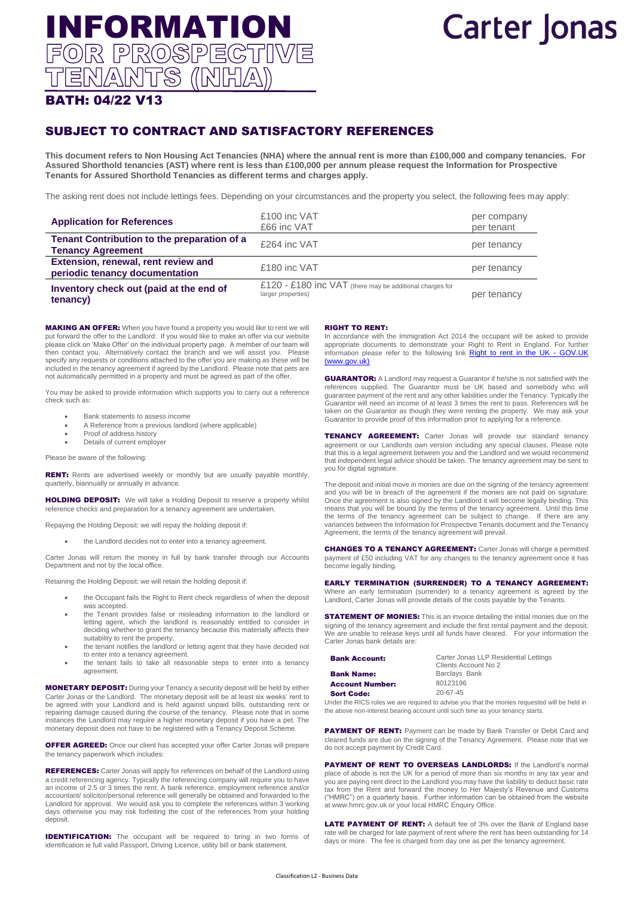# INFORMATION FOR PROSPECTIVE TENANTS (NHA)

Carter Jonas

## BATH: 04/22 V13

## SUBJECT TO CONTRACT AND SATISFACTORY REFERENCES

**This document refers to Non Housing Act Tenancies (NHA) where the annual rent is more than £100,000 and company tenancies. For Assured Shorthold tenancies (AST) where rent is less than £100,000 per annum please request the Information for Prospective Tenants for Assured Shorthold Tenancies as different terms and charges apply.**

The asking rent does not include lettings fees. Depending on your circumstances and the property you select, the following fees may apply:

| | | |
|---|---|---|
| **Application for References** | £100 inc VAT<br>£66 inc VAT | per company<br>per tenant |
| **Tenant Contribution to the preparation of a Tenancy Agreement** | £264 inc VAT | per tenancy |
| **Extension, renewal, rent review and periodic tenancy documentation** | £180 inc VAT | per tenancy |
| **Inventory check out (paid at the end of tenancy)** | £120 - £180 inc VAT (there may be additional charges for larger properties) | per tenancy |

**MAKING AN OFFER:** When you have found a property you would like to rent we will put forward the offer to the Landlord. If you would like to make an offer via our website please click on 'Make Offer' on the individual property page. A member of our team will then contact you. Alternatively contact the branch and we will assist you. Please specify any requests or conditions attached to the offer you are making as these will be included in the tenancy agreement if agreed by the Landlord. Please note that pets are not automatically permitted in a property and must be agreed as part of the offer.

You may be asked to provide information which supports you to carry out a reference check such as:

- Bank statements to assess income
- A Reference from a previous landlord (where applicable)
- Proof of address history
- Details of current employer

Please be aware of the following:

**RENT:** Rents are advertised weekly or monthly but are usually payable monthly, quarterly, biannually or annually in advance.

**HOLDING DEPOSIT:** We will take a Holding Deposit to reserve a property whilst reference checks and preparation for a tenancy agreement are undertaken.

Repaying the Holding Deposit: we will repay the holding deposit if:

- the Landlord decides not to enter into a tenancy agreement.

Carter Jonas will return the money in full by bank transfer through our Accounts Department and not by the local office.

Retaining the Holding Deposit: we will retain the holding deposit if:

- the Occupant fails the Right to Rent check regardless of when the deposit was accepted.
- the Tenant provides false or misleading information to the landlord or letting agent, which the landlord is reasonably entitled to consider in deciding whether to grant the tenancy because this materially affects their suitability to rent the property.
- the tenant notifies the landlord or letting agent that they have decided not to enter into a tenancy agreement.
- the tenant fails to take all reasonable steps to enter into a tenancy agreement.

**MONETARY DEPOSIT:** During your Tenancy a security deposit will be held by either Carter Jonas or the Landlord. The monetary deposit will be at least six weeks' rent to be agreed with your Landlord and is held against unpaid bills, outstanding rent or repairing damage caused during the course of the tenancy. Please note that in some instances the Landlord may require a higher monetary deposit if you have a pet. The monetary deposit does not have to be registered with a Tenancy Deposit Scheme.

**OFFER AGREED:** Once our client has accepted your offer Carter Jonas will prepare the tenancy paperwork which includes:

**REFERENCES:** Carter Jonas will apply for references on behalf of the Landlord using a credit referencing agency. Typically the referencing company will require you to have an income of 2.5 or 3 times the rent. A bank reference, employment reference and/or accountant/ solicitor/personal reference will generally be obtained and forwarded to the Landlord for approval. We would ask you to complete the references within 3 working days otherwise you may risk forfeiting the cost of the references from your holding deposit.

**IDENTIFICATION:** The occupant will be required to bring in two forms of identification ie full valid Passport, Driving Licence, utility bill or bank statement.

**RIGHT TO RENT:**
In accordance with the Immigration Act 2014 the occupant will be asked to provide appropriate documents to demonstrate your Right to Rent in England. For further information please refer to the following link [Right to rent in the UK - GOV.UK (www.gov.uk)]

**GUARANTOR:** A Landlord may request a Guarantor if he/she is not satisfied with the references supplied. The Guarantor must be UK based and somebody who will guarantee payment of the rent and any other liabilities under the Tenancy. Typically the Guarantor will need an income of at least 3 times the rent to pass. References will be taken on the Guarantor as though they were renting the property. We may ask your Guarantor to provide proof of this information prior to applying for a reference.

**TENANCY AGREEMENT:** Carter Jonas will provide our standard tenancy agreement or our Landlords own version including any special clauses. Please note that this is a legal agreement between you and the Landlord and we would recommend that independent legal advice should be taken. The tenancy agreement may be sent to you for digital signature.

The deposit and initial move in monies are due on the signing of the tenancy agreement and you will be in breach of the agreement if the monies are not paid on signature. Once the agreement is also signed by the Landlord it will become legally binding. This means that you will be bound by the terms of the tenancy agreement. Until this time the terms of the tenancy agreement can be subject to change. If there are any variances between the Information for Prospective Tenants document and the Tenancy Agreement, the terms of the tenancy agreement will prevail.

**CHANGES TO A TENANCY AGREEMENT:** Carter Jonas will charge a permitted payment of £50 including VAT for any changes to the tenancy agreement once it has become legally binding.

**EARLY TERMINATION (SURRENDER) TO A TENANCY AGREEMENT:** Where an early termination (surrender) to a tenancy agreement is agreed by the Landlord, Carter Jonas will provide details of the costs payable by the Tenants.

**STATEMENT OF MONIES:** This is an invoice detailing the initial monies due on the signing of the tenancy agreement and include the first rental payment and the deposit. We are unable to release keys until all funds have cleared. For your information the Carter Jonas bank details are:

| | |
|---|---|
| **Bank Account:** | Carter Jonas LLP Residential Lettings Clients Account No 2 |
| **Bank Name:** | Barclays Bank |
| **Account Number:** | 80123196 |
| **Sort Code:** | 20-67-45 |

Under the RICS rules we are required to advise you that the monies requested will be held in the above non-interest bearing account until such time as your tenancy starts.

**PAYMENT OF RENT:** Payment can be made by Bank Transfer or Debit Card and cleared funds are due on the signing of the Tenancy Agreement. Please note that we do not accept payment by Credit Card.

**PAYMENT OF RENT TO OVERSEAS LANDLORDS:** If the Landlord's normal place of abode is not the UK for a period of more than six months in any tax year and you are paying rent direct to the Landlord you may have the liability to deduct basic rate tax from the Rent and forward the money to Her Majesty's Revenue and Customs ("HMRC") on a quarterly basis. Further information can be obtained from the website at www.hmrc.gov.uk or your local HMRC Enquiry Office.

**LATE PAYMENT OF RENT:** A default fee of 3% over the Bank of England base rate will be charged for late payment of rent where the rent has been outstanding for 14 days or more. The fee is charged from day one as per the tenancy agreement.

Classification L2 - Business Data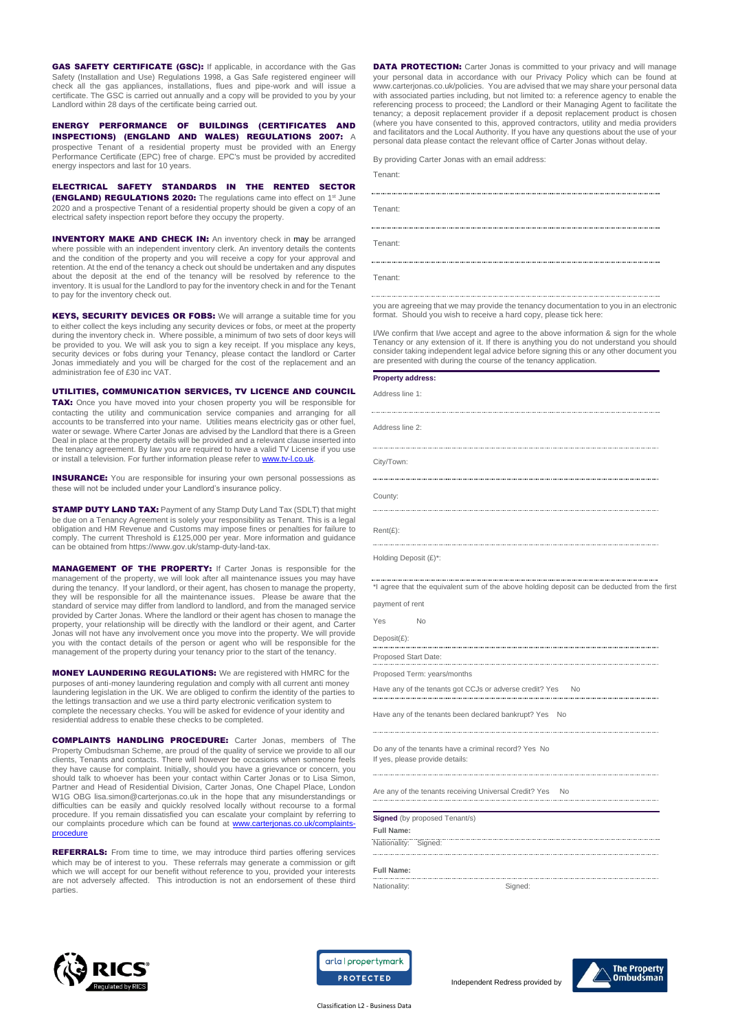**GAS SAFETY CERTIFICATE (GSC):** If applicable, in accordance with the Gas Safety (Installation and Use) Regulations 1998, a Gas Safe registered engineer will check all the gas appliances, installations, flues and pipe-work and will issue a certificate. The GSC is carried out annually and a copy will be provided to you by your Landlord within 28 days of the certificate being carried out.

**ENERGY PERFORMANCE OF BUILDINGS (CERTIFICATES AND INSPECTIONS) (ENGLAND AND WALES) REGULATIONS 2007:** A prospective Tenant of a residential property must be provided with an Energy Performance Certificate (EPC) free of charge. EPC's must be provided by accredited energy inspectors and last for 10 years.

**ELECTRICAL SAFETY STANDARDS IN THE RENTED SECTOR (ENGLAND) REGULATIONS 2020:** The regulations came into effect on 1st June 2020 and a prospective Tenant of a residential property should be given a copy of an electrical safety inspection report before they occupy the property.

**INVENTORY MAKE AND CHECK IN:** An inventory check in may be arranged where possible with an independent inventory clerk. An inventory details the contents and the condition of the property and you will receive a copy for your approval and retention. At the end of the tenancy a check out should be undertaken and any disputes about the deposit at the end of the tenancy will be resolved by reference to the inventory. It is usual for the Landlord to pay for the inventory check in and for the Tenant to pay for the inventory check out.

**KEYS, SECURITY DEVICES OR FOBS:** We will arrange a suitable time for you to either collect the keys including any security devices or fobs, or meet at the property during the inventory check in. Where possible, a minimum of two sets of door keys will be provided to you. We will ask you to sign a key receipt. If you misplace any keys, security devices or fobs during your Tenancy, please contact the landlord or Carter Jonas immediately and you will be charged for the cost of the replacement and an administration fee of £30 inc VAT.

**UTILITIES, COMMUNICATION SERVICES, TV LICENCE AND COUNCIL TAX:** Once you have moved into your chosen property you will be responsible for contacting the utility and communication service companies and arranging for all accounts to be transferred into your name. Utilities means electricity gas or other fuel, water or sewage. Where Carter Jonas are advised by the Landlord that there is a Green Deal in place at the property details will be provided and a relevant clause inserted into the tenancy agreement. By law you are required to have a valid TV License if you use or install a television. For further information please refer to www.tv-l.co.uk.

**INSURANCE:** You are responsible for insuring your own personal possessions as these will not be included under your Landlord's insurance policy.

**STAMP DUTY LAND TAX:** Payment of any Stamp Duty Land Tax (SDLT) that might be due on a Tenancy Agreement is solely your responsibility as Tenant. This is a legal obligation and HM Revenue and Customs may impose fines or penalties for failure to comply. The current Threshold is £125,000 per year. More information and guidance can be obtained from https://www.gov.uk/stamp-duty-land-tax.

**MANAGEMENT OF THE PROPERTY:** If Carter Jonas is responsible for the management of the property, we will look after all maintenance issues you may have during the tenancy. If your landlord, or their agent, has chosen to manage the property, they will be responsible for all the maintenance issues. Please be aware that the standard of service may differ from landlord to landlord, and from the managed service provided by Carter Jonas. Where the landlord or their agent has chosen to manage the property, your relationship will be directly with the landlord or their agent, and Carter Jonas will not have any involvement once you move into the property. We will provide you with the contact details of the person or agent who will be responsible for the management of the property during your tenancy prior to the start of the tenancy.

**MONEY LAUNDERING REGULATIONS:** We are registered with HMRC for the purposes of anti-money laundering regulation and comply with all current anti money laundering legislation in the UK. We are obliged to confirm the identity of the parties to the lettings transaction and we use a third party electronic verification system to complete the necessary checks. You will be asked for evidence of your identity and residential address to enable these checks to be completed.

**COMPLAINTS HANDLING PROCEDURE:** Carter Jonas, members of The Property Ombudsman Scheme, are proud of the quality of service we provide to all our clients, Tenants and contacts. There will however be occasions when someone feels they have cause for complaint. Initially, should you have a grievance or concern, you should talk to whoever has been your contact within Carter Jonas or to Lisa Simon, Partner and Head of Residential Division, Carter Jonas, One Chapel Place, London W1G OBG lisa.simon@carterjonas.co.uk in the hope that any misunderstandings or difficulties can be easily and quickly resolved locally without recourse to a formal procedure. If you remain dissatisfied you can escalate your complaint by referring to our complaints procedure which can be found at www.carterjonas.co.uk/complaints-procedure

**REFERRALS:** From time to time, we may introduce third parties offering services which may be of interest to you. These referrals may generate a commission or gift which we will accept for our benefit without reference to you, provided your interests are not adversely affected. This introduction is not an endorsement of these third parties.

**DATA PROTECTION:** Carter Jonas is committed to your privacy and will manage your personal data in accordance with our Privacy Policy which can be found at www.carterjonas.co.uk/policies. You are advised that we may share your personal data with associated parties including, but not limited to: a reference agency to enable the referencing process to proceed; the Landlord or their Managing Agent to facilitate the tenancy; a deposit replacement provider if a deposit replacement product is chosen (where you have consented to this, approved contractors, utility and media providers and facilitators and the Local Authority. If you have any questions about the use of your personal data please contact the relevant office of Carter Jonas without delay.

By providing Carter Jonas with an email address:

Tenant: ..............................................................

Tenant: ..............................................................

Tenant: ..............................................................

Tenant: ..............................................................

you are agreeing that we may provide the tenancy documentation to you in an electronic format. Should you wish to receive a hard copy, please tick here:

I/We confirm that I/we accept and agree to the above information & sign for the whole Tenancy or any extension of it. If there is anything you do not understand you should consider taking independent legal advice before signing this or any other document you are presented with during the course of the tenancy application.

**Property address:**

Address line 1: ..............................................................

Address line 2: ..............................................................

City/Town: ..............................................................

County: ..............................................................

Rent(£): ..............................................................

Holding Deposit (£)*: ..............................................................

*I agree that the equivalent sum of the above holding deposit can be deducted from the first payment of rent

Yes No

Deposit(£): ..............................................................

Proposed Start Date: ..............................................................

Proposed Term: years/months

Have any of the tenants got CCJs or adverse credit? Yes No

Have any of the tenants been declared bankrupt? Yes No

Do any of the tenants have a criminal record? Yes No
If yes, please provide details:

..............................................................

Are any of the tenants receiving Universal Credit? Yes No

**Signed** (by proposed Tenant/s)

**Full Name:** ..............................................................

Nationality: Signed:

**Full Name:** ..............................................................

Nationality: Signed:

Independent Redress provided by

Classification L2 - Business Data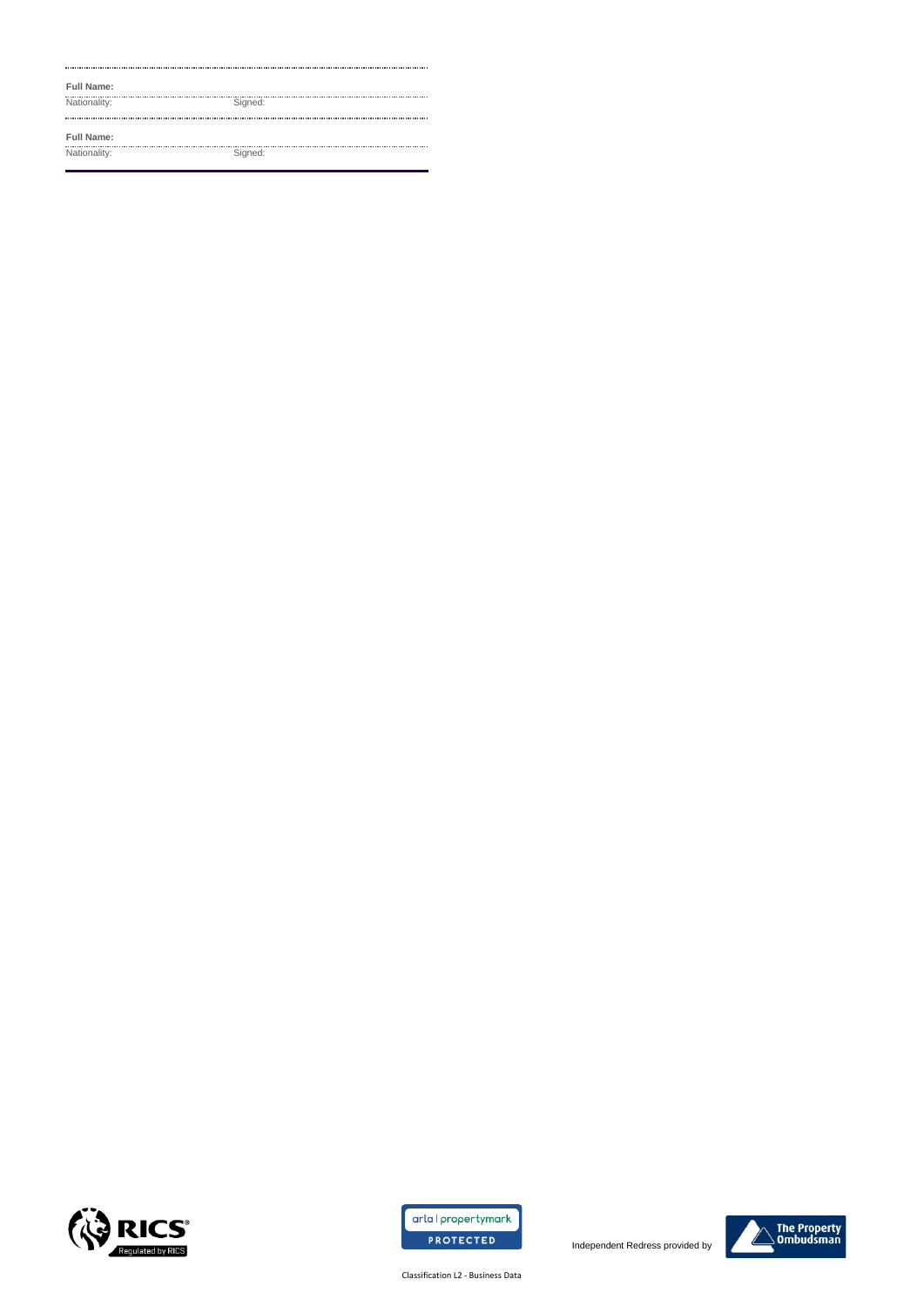**Full Name:**

Nationality: Signed:

**Full Name:**

Nationality: Signed:

Independent Redress provided by

Classification L2 - Business Data